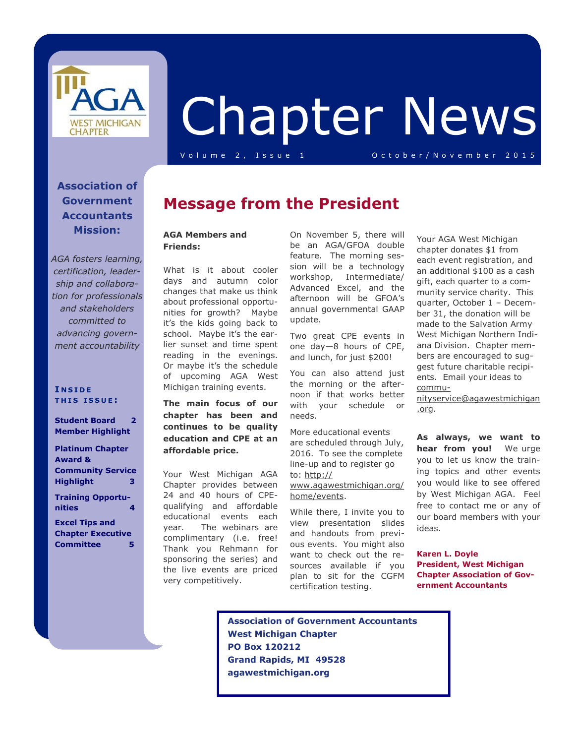# Chapter News

Volume 2, Issue 1 — October/November 2015

**Association of Government Accountants Mission:**

*AGA fosters learning, certification, leadership and collaboration for professionals and stakeholders committed to advancing government accountability*

**INSIDE THIS ISSUE:**

- **Student Board Member Highlight** — 2
- **Platinum Chapter Award & Community Service Highlight** — 3
- **Training Opportunities** — 4
- **Excel Tips and Chapter Executive Committee** — 5

## Message from the President

**AGA Members and Friends:**

What is it about cooler days and autumn color changes that make us think about professional opportunities for growth? Maybe it's the kids going back to school. Maybe it's the earlier sunset and time spent reading in the evenings. Or maybe it's the schedule of upcoming AGA West Michigan training events.

**The main focus of our chapter has been and continues to be quality education and CPE at an affordable price.**

Your West Michigan AGA Chapter provides between 24 and 40 hours of CPE-qualifying and affordable educational events each year. The webinars are complimentary (i.e. free! Thank you Rehmann for sponsoring the series) and the live events are priced very competitively.

On November 5, there will be an AGA/GFOA double feature. The morning session will be a technology workshop, Intermediate/Advanced Excel, and the afternoon will be GFOA's annual governmental GAAP update.

Two great CPE events in one day—8 hours of CPE, and lunch, for just $200!

You can also attend just the morning or the afternoon if that works better with your schedule or needs.

More educational events are scheduled through July, 2016. To see the complete line-up and to register go to: http://www.agawestmichigan.org/home/events.

While there, I invite you to view presentation slides and handouts from previous events. You might also want to check out the resources available if you plan to sit for the CGFM certification testing.

Your AGA West Michigan chapter donates $1 from each event registration, and an additional $100 as a cash gift, each quarter to a community service charity. This quarter, October 1 – December 31, the donation will be made to the Salvation Army West Michigan Northern Indiana Division. Chapter members are encouraged to suggest future charitable recipients. Email your ideas to communityservice@agawestmichigan.org.

**As always, we want to hear from you!** We urge you to let us know the training topics and other events you would like to see offered by West Michigan AGA. Feel free to contact me or any of our board members with your ideas.

**Karen L. Doyle**
**President, West Michigan Chapter Association of Government Accountants**

**Association of Government Accountants**
**West Michigan Chapter**
**PO Box 120212**
**Grand Rapids, MI 49528**
**agawestmichigan.org**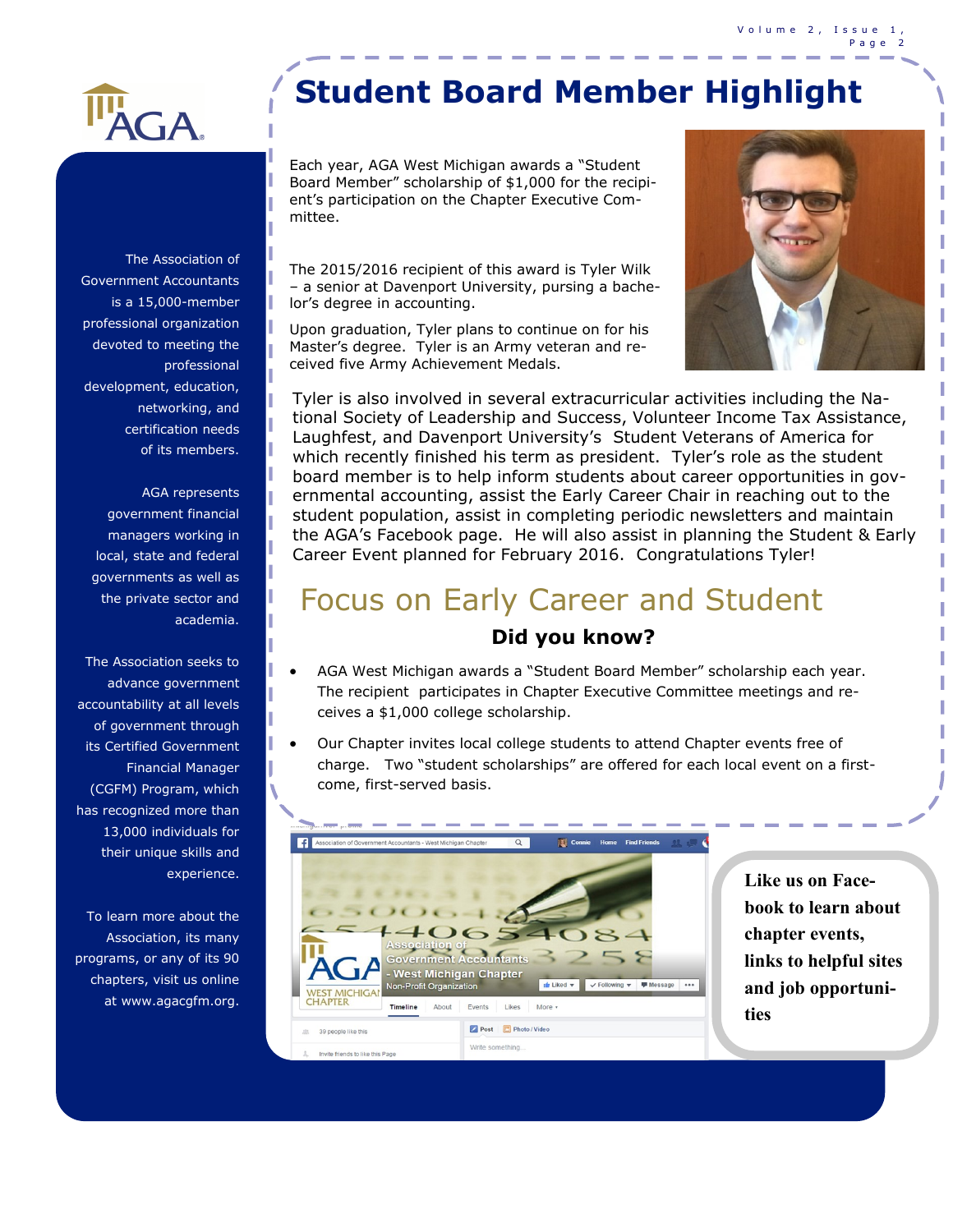# Student Board Member Highlight

Each year, AGA West Michigan awards a "Student Board Member" scholarship of $1,000 for the recipient's participation on the Chapter Executive Committee.

The 2015/2016 recipient of this award is Tyler Wilk – a senior at Davenport University, pursing a bachelor's degree in accounting.

Upon graduation, Tyler plans to continue on for his Master's degree. Tyler is an Army veteran and received five Army Achievement Medals.

Tyler is also involved in several extracurricular activities including the National Society of Leadership and Success, Volunteer Income Tax Assistance, Laughfest, and Davenport University's Student Veterans of America for which recently finished his term as president. Tyler's role as the student board member is to help inform students about career opportunities in governmental accounting, assist the Early Career Chair in reaching out to the student population, assist in completing periodic newsletters and maintain the AGA's Facebook page. He will also assist in planning the Student & Early Career Event planned for February 2016. Congratulations Tyler!

## Focus on Early Career and Student

### Did you know?

- AGA West Michigan awards a "Student Board Member" scholarship each year. The recipient participates in Chapter Executive Committee meetings and receives a $1,000 college scholarship.
- Our Chapter invites local college students to attend Chapter events free of charge. Two "student scholarships" are offered for each local event on a first-come, first-served basis.

**Like us on Facebook to learn about chapter events, links to helpful sites and job opportunities**

The Association of Government Accountants is a 15,000-member professional organization devoted to meeting the professional development, education, networking, and certification needs of its members.

AGA represents government financial managers working in local, state and federal governments as well as the private sector and academia.

The Association seeks to advance government accountability at all levels of government through its Certified Government Financial Manager (CGFM) Program, which has recognized more than 13,000 individuals for their unique skills and experience.

To learn more about the Association, its many programs, or any of its 90 chapters, visit us online at www.agacgfm.org.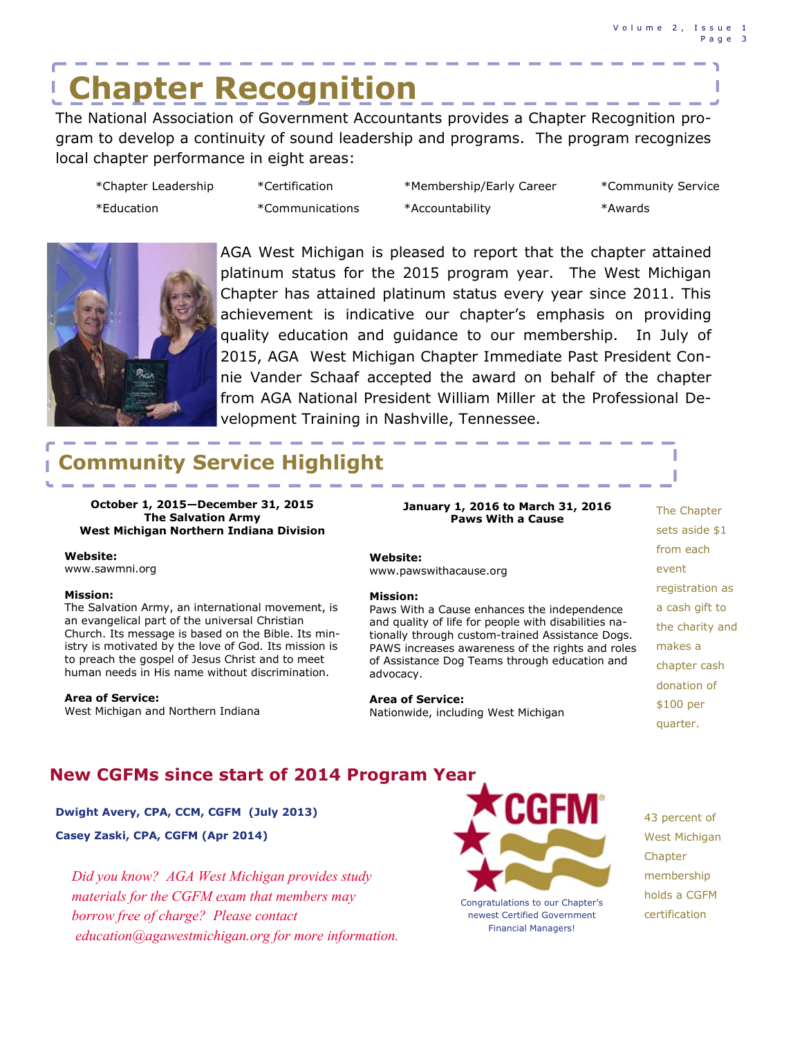# Chapter Recognition

The National Association of Government Accountants provides a Chapter Recognition program to develop a continuity of sound leadership and programs. The program recognizes local chapter performance in eight areas:

- *Chapter Leadership
- *Certification
- *Membership/Early Career
- *Community Service
- *Education
- *Communications
- *Accountability
- *Awards

AGA West Michigan is pleased to report that the chapter attained platinum status for the 2015 program year. The West Michigan Chapter has attained platinum status every year since 2011. This achievement is indicative our chapter's emphasis on providing quality education and guidance to our membership. In July of 2015, AGA West Michigan Chapter Immediate Past President Connie Vander Schaaf accepted the award on behalf of the chapter from AGA National President William Miller at the Professional Development Training in Nashville, Tennessee.

## Community Service Highlight

**October 1, 2015—December 31, 2015**
**The Salvation Army**
**West Michigan Northern Indiana Division**

**Website:**
www.sawmni.org

**Mission:**
The Salvation Army, an international movement, is an evangelical part of the universal Christian Church. Its message is based on the Bible. Its ministry is motivated by the love of God. Its mission is to preach the gospel of Jesus Christ and to meet human needs in His name without discrimination.

**Area of Service:**
West Michigan and Northern Indiana

**January 1, 2016 to March 31, 2016**
**Paws With a Cause**

**Website:**
www.pawswithacause.org

**Mission:**
Paws With a Cause enhances the independence and quality of life for people with disabilities nationally through custom-trained Assistance Dogs. PAWS increases awareness of the rights and roles of Assistance Dog Teams through education and advocacy.

**Area of Service:**
Nationwide, including West Michigan

The Chapter sets aside $1 from each event registration as a cash gift to the charity and makes a chapter cash donation of $100 per quarter.

## New CGFMs since start of 2014 Program Year

**Dwight Avery, CPA, CCM, CGFM (July 2013)**

**Casey Zaski, CPA, CGFM (Apr 2014)**

*Did you know? AGA West Michigan provides study materials for the CGFM exam that members may borrow free of charge? Please contact education@agawestmichigan.org for more information.*

Congratulations to our Chapter's newest Certified Government Financial Managers!

43 percent of West Michigan Chapter membership holds a CGFM certification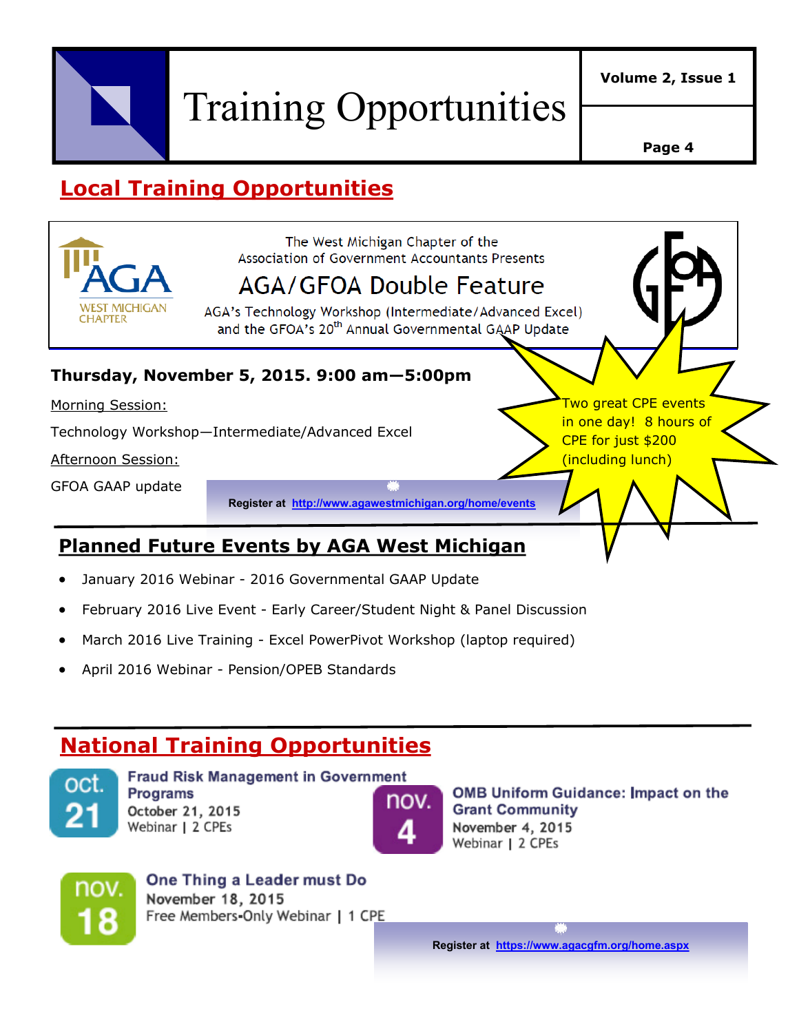## Local Training Opportunities

The West Michigan Chapter of the
Association of Government Accountants Presents

### AGA/GFOA Double Feature

AGA's Technology Workshop (Intermediate/Advanced Excel)
and the GFOA's 20th Annual Governmental GAAP Update

**Thursday, November 5, 2015. 9:00 am—5:00pm**

Morning Session:

Technology Workshop—Intermediate/Advanced Excel

Afternoon Session:

GFOA GAAP update

Two great CPE events in one day! 8 hours of CPE for just $200 (including lunch)

**Register at** http://www.agawestmichigan.org/home/events

## Planned Future Events by AGA West Michigan

- January 2016 Webinar - 2016 Governmental GAAP Update
- February 2016 Live Event - Early Career/Student Night & Panel Discussion
- March 2016 Live Training - Excel PowerPivot Workshop (laptop required)
- April 2016 Webinar - Pension/OPEB Standards

## National Training Opportunities

**oct. 21** — **Fraud Risk Management in Government Programs**
October 21, 2015
Webinar | 2 CPEs

**nov. 4** — **OMB Uniform Guidance: Impact on the Grant Community**
November 4, 2015
Webinar | 2 CPEs

**nov. 18** — **One Thing a Leader must Do**
November 18, 2015
Free Members-Only Webinar | 1 CPE

**Register at** https://www.agacgfm.org/home.aspx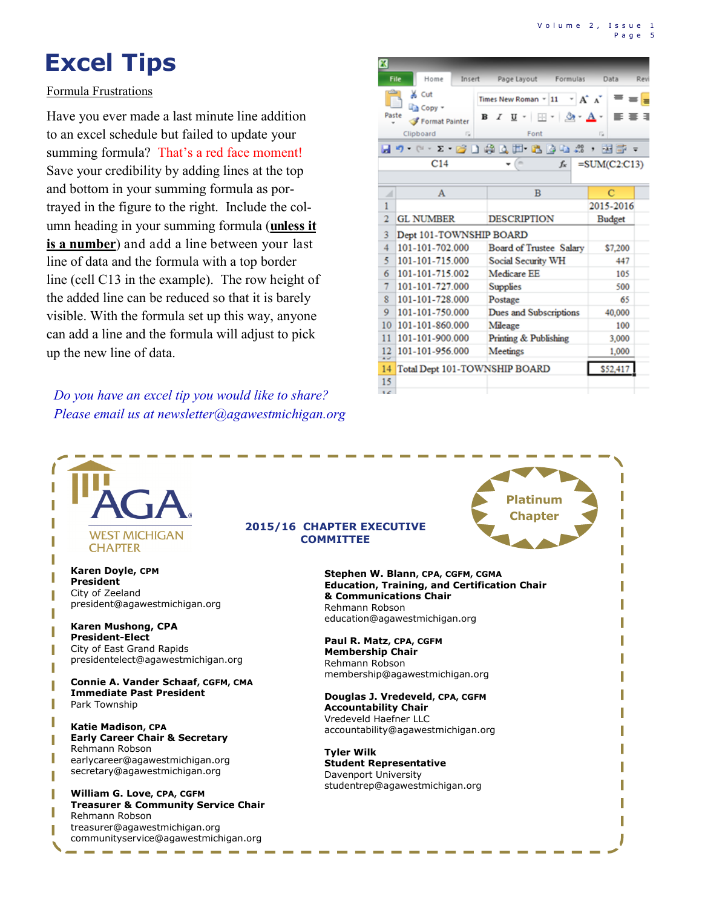# Excel Tips

Formula Frustrations

Have you ever made a last minute line addition to an excel schedule but failed to update your summing formula? That's a red face moment! Save your credibility by adding lines at the top and bottom in your summing formula as portrayed in the figure to the right. Include the column heading in your summing formula (**unless it is a number**) and add a line between your last line of data and the formula with a top border line (cell C13 in the example). The row height of the added line can be reduced so that it is barely visible. With the formula set up this way, anyone can add a line and the formula will adjust to pick up the new line of data.

C14 =SUM(C2:C13)

| | A | B | C |
|---|---|---|---|
| 1 | | | 2015-2016 |
| 2 | GL NUMBER | DESCRIPTION | Budget |
| 3 | Dept 101-TOWNSHIP BOARD | | |
| 4 | 101-101-702.000 | Board of Trustee Salary | $7,200 |
| 5 | 101-101-715.000 | Social Security WH | 447 |
| 6 | 101-101-715.002 | Medicare EE | 105 |
| 7 | 101-101-727.000 | Supplies | 500 |
| 8 | 101-101-728.000 | Postage | 65 |
| 9 | 101-101-750.000 | Dues and Subscriptions | 40,000 |
| 10 | 101-101-860.000 | Mileage | 100 |
| 11 | 101-101-900.000 | Printing & Publishing | 3,000 |
| 12 | 101-101-956.000 | Meetings | 1,000 |
| 14 | Total Dept 101-TOWNSHIP BOARD | | $52,417 |
| 15 | | | |

*Do you have an excel tip you would like to share? Please email us at newsletter@agawestmichigan.org*

AGA WEST MICHIGAN CHAPTER

Platinum Chapter

## 2015/16 CHAPTER EXECUTIVE COMMITTEE

**Karen Doyle, CPM**
**President**
City of Zeeland
president@agawestmichigan.org

**Karen Mushong, CPA**
**President-Elect**
City of East Grand Rapids
presidentelect@agawestmichigan.org

**Connie A. Vander Schaaf, CGFM, CMA**
**Immediate Past President**
Park Township

**Katie Madison, CPA**
**Early Career Chair & Secretary**
Rehmann Robson
earlycareer@agawestmichigan.org
secretary@agawestmichigan.org

**William G. Love, CPA, CGFM**
**Treasurer & Community Service Chair**
Rehmann Robson
treasurer@agawestmichigan.org
communityservice@agawestmichigan.org

**Stephen W. Blann, CPA, CGFM, CGMA**
**Education, Training, and Certification Chair & Communications Chair**
Rehmann Robson
education@agawestmichigan.org

**Paul R. Matz, CPA, CGFM**
**Membership Chair**
Rehmann Robson
membership@agawestmichigan.org

**Douglas J. Vredeveld, CPA, CGFM**
**Accountability Chair**
Vredeveld Haefner LLC
accountability@agawestmichigan.org

**Tyler Wilk**
**Student Representative**
Davenport University
studentrep@agawestmichigan.org